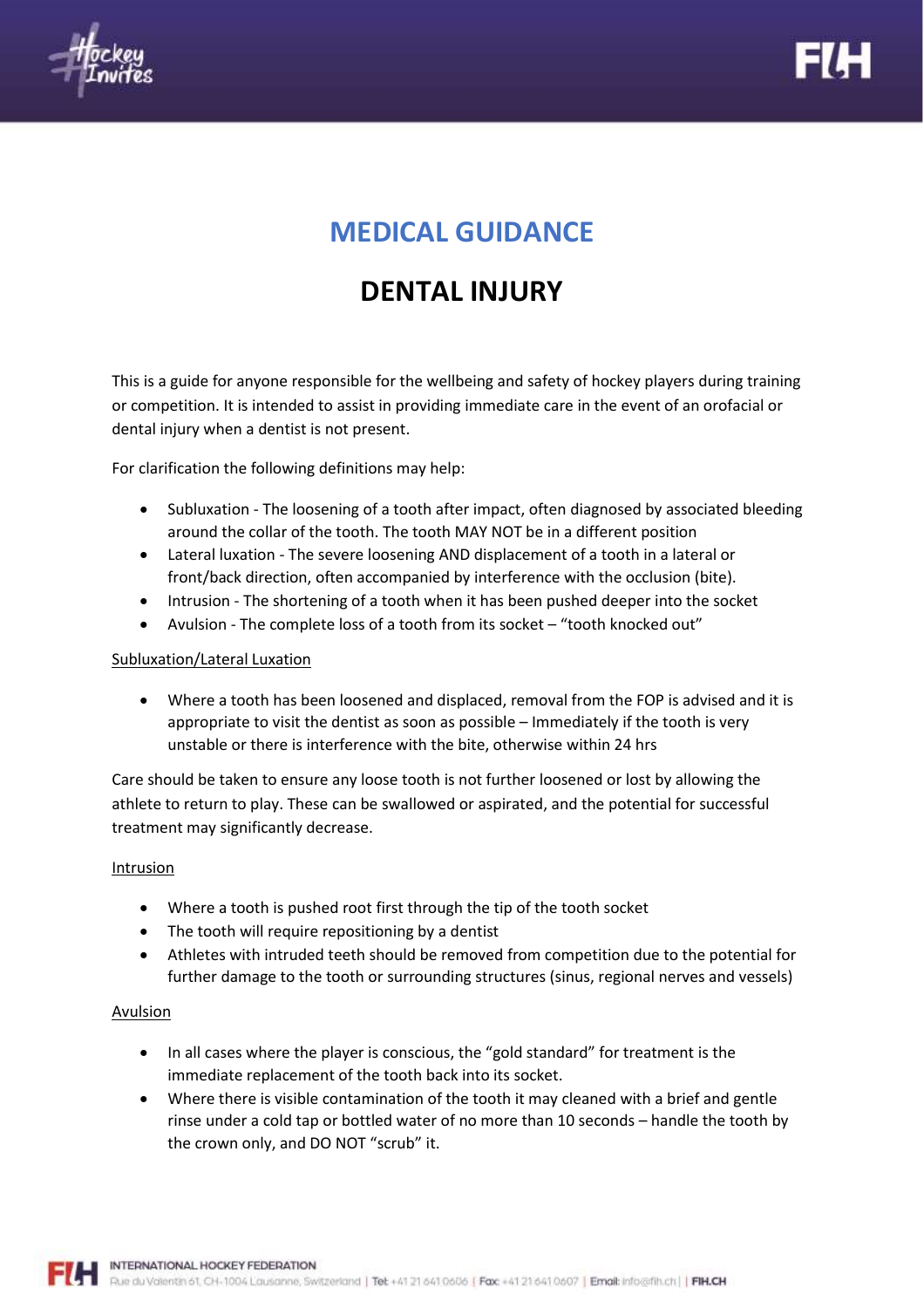# MEDICAL GUIDANCE

## DENTAL INJURY

This is a guide for anyone responsible for the wellbeing and safety of hockey players during training or competition. It is intended to assist in providing immediate care in the event of an orofacial or dental injury when a dentist is not present.

For clarification the following definitions may help:

- Subluxation - The loosening of a tooth after impact, often diagnosed by associated bleeding around the collar of the tooth. The tooth MAY NOT be in a different position
- Lateral luxation - The severe loosening AND displacement of a tooth in a lateral or front/back direction, often accompanied by interference with the occlusion (bite).
- Intrusion - The shortening of a tooth when it has been pushed deeper into the socket
- Avulsion - The complete loss of a tooth from its socket – "tooth knocked out"

<u>Subluxation/Lateral Luxation</u>

- Where a tooth has been loosened and displaced, removal from the FOP is advised and it is appropriate to visit the dentist as soon as possible – Immediately if the tooth is very unstable or there is interference with the bite, otherwise within 24 hrs

Care should be taken to ensure any loose tooth is not further loosened or lost by allowing the athlete to return to play. These can be swallowed or aspirated, and the potential for successful treatment may significantly decrease.

<u>Intrusion</u>

- Where a tooth is pushed root first through the tip of the tooth socket
- The tooth will require repositioning by a dentist
- Athletes with intruded teeth should be removed from competition due to the potential for further damage to the tooth or surrounding structures (sinus, regional nerves and vessels)

<u>Avulsion</u>

- In all cases where the player is conscious, the "gold standard" for treatment is the immediate replacement of the tooth back into its socket.
- Where there is visible contamination of the tooth it may cleaned with a brief and gentle rinse under a cold tap or bottled water of no more than 10 seconds – handle the tooth by the crown only, and DO NOT "scrub" it.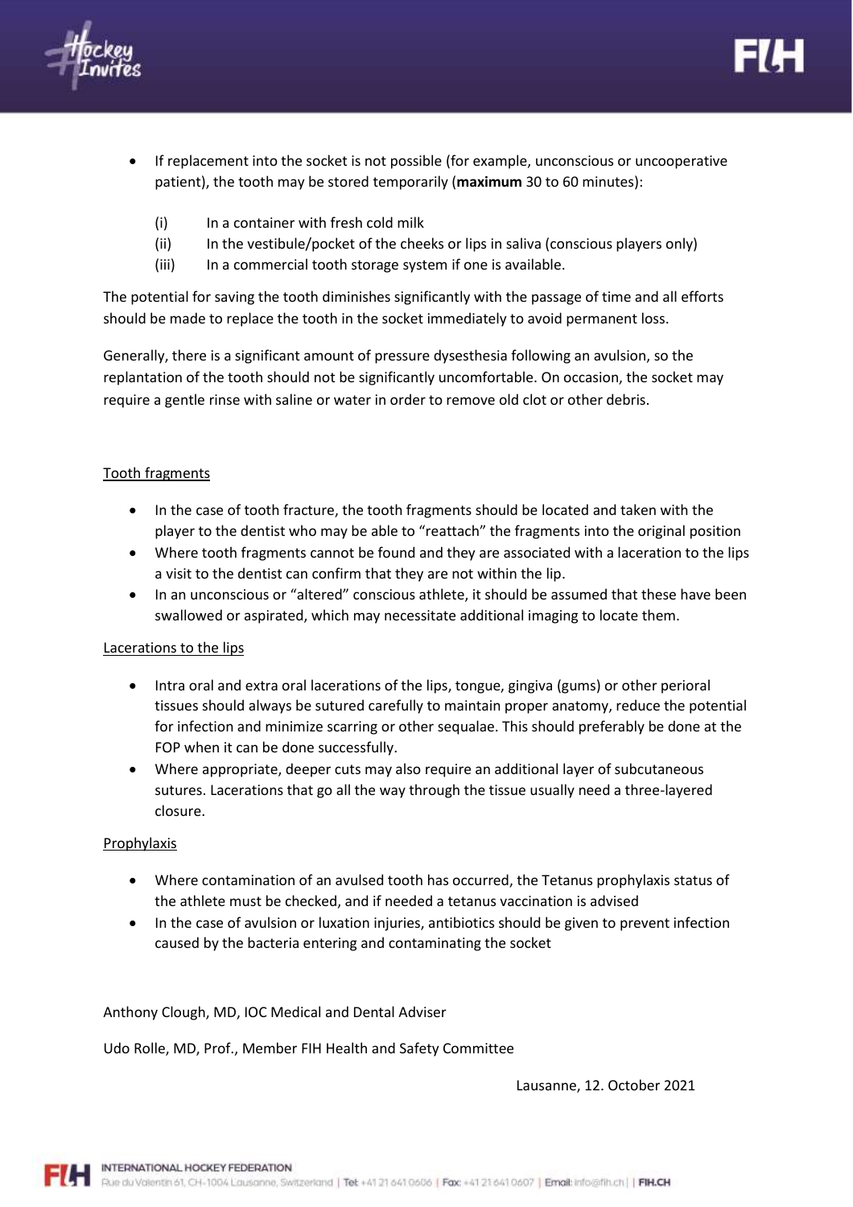- If replacement into the socket is not possible (for example, unconscious or uncooperative patient), the tooth may be stored temporarily (**maximum** 30 to 60 minutes):

  (i) In a container with fresh cold milk
  (ii) In the vestibule/pocket of the cheeks or lips in saliva (conscious players only)
  (iii) In a commercial tooth storage system if one is available.

The potential for saving the tooth diminishes significantly with the passage of time and all efforts should be made to replace the tooth in the socket immediately to avoid permanent loss.

Generally, there is a significant amount of pressure dysesthesia following an avulsion, so the replantation of the tooth should not be significantly uncomfortable. On occasion, the socket may require a gentle rinse with saline or water in order to remove old clot or other debris.

Tooth fragments

- In the case of tooth fracture, the tooth fragments should be located and taken with the player to the dentist who may be able to "reattach" the fragments into the original position
- Where tooth fragments cannot be found and they are associated with a laceration to the lips a visit to the dentist can confirm that they are not within the lip.
- In an unconscious or "altered" conscious athlete, it should be assumed that these have been swallowed or aspirated, which may necessitate additional imaging to locate them.

Lacerations to the lips

- Intra oral and extra oral lacerations of the lips, tongue, gingiva (gums) or other perioral tissues should always be sutured carefully to maintain proper anatomy, reduce the potential for infection and minimize scarring or other sequalae. This should preferably be done at the FOP when it can be done successfully.
- Where appropriate, deeper cuts may also require an additional layer of subcutaneous sutures. Lacerations that go all the way through the tissue usually need a three-layered closure.

Prophylaxis

- Where contamination of an avulsed tooth has occurred, the Tetanus prophylaxis status of the athlete must be checked, and if needed a tetanus vaccination is advised
- In the case of avulsion or luxation injuries, antibiotics should be given to prevent infection caused by the bacteria entering and contaminating the socket

Anthony Clough, MD, IOC Medical and Dental Adviser

Udo Rolle, MD, Prof., Member FIH Health and Safety Committee

Lausanne, 12. October 2021